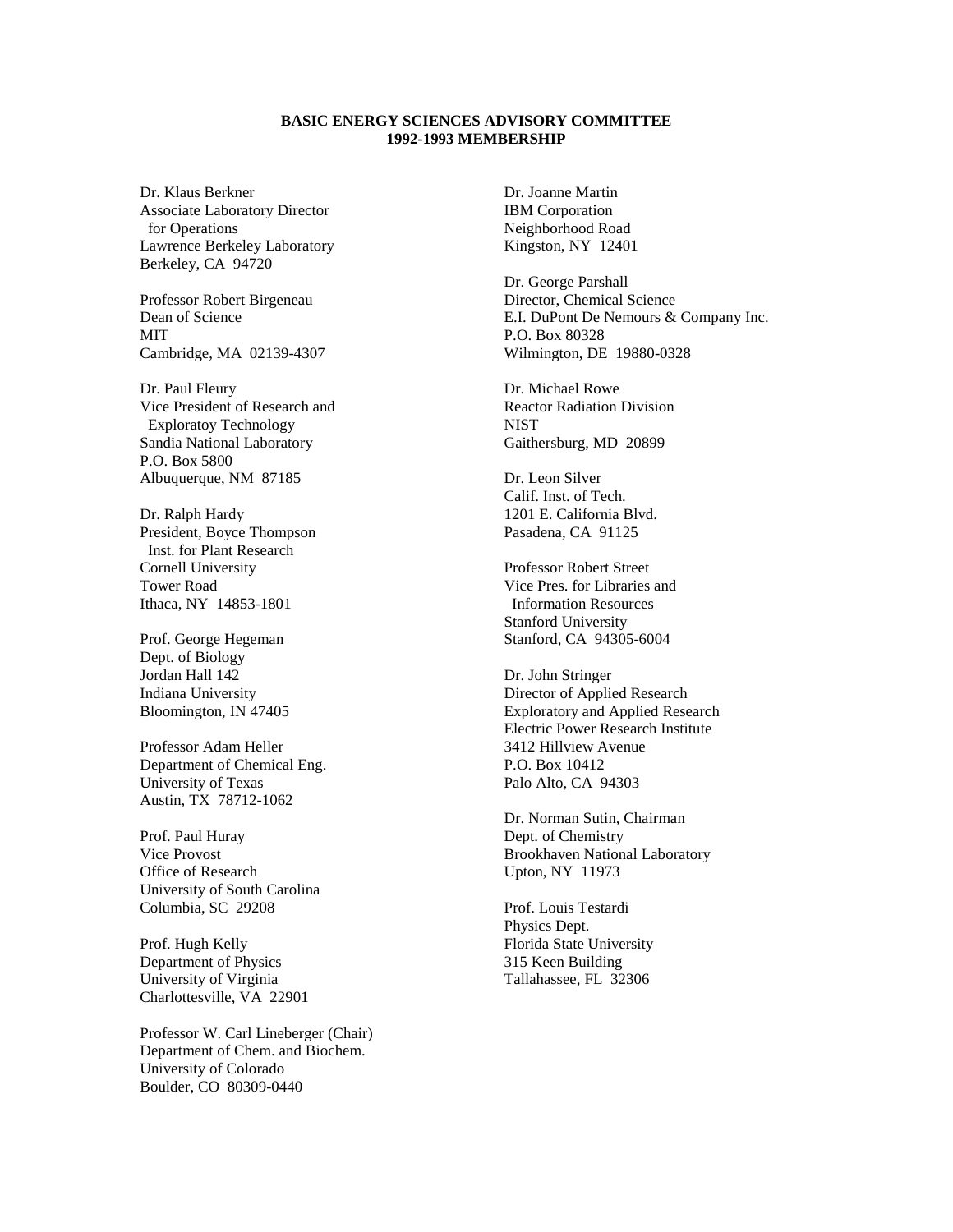**BASIC ENERGY SCIENCES ADVISORY COMMITTEE**
**1992-1993 MEMBERSHIP**

Dr. Klaus Berkner
Associate Laboratory Director
for Operations
Lawrence Berkeley Laboratory
Berkeley, CA 94720

Professor Robert Birgeneau
Dean of Science
MIT
Cambridge, MA 02139-4307

Dr. Paul Fleury
Vice President of Research and
Exploratoy Technology
Sandia National Laboratory
P.O. Box 5800
Albuquerque, NM 87185

Dr. Ralph Hardy
President, Boyce Thompson
Inst. for Plant Research
Cornell University
Tower Road
Ithaca, NY 14853-1801

Prof. George Hegeman
Dept. of Biology
Jordan Hall 142
Indiana University
Bloomington, IN 47405

Professor Adam Heller
Department of Chemical Eng.
University of Texas
Austin, TX 78712-1062

Prof. Paul Huray
Vice Provost
Office of Research
University of South Carolina
Columbia, SC 29208

Prof. Hugh Kelly
Department of Physics
University of Virginia
Charlottesville, VA 22901

Professor W. Carl Lineberger (Chair)
Department of Chem. and Biochem.
University of Colorado
Boulder, CO 80309-0440

Dr. Joanne Martin
IBM Corporation
Neighborhood Road
Kingston, NY 12401

Dr. George Parshall
Director, Chemical Science
E.I. DuPont De Nemours & Company Inc.
P.O. Box 80328
Wilmington, DE 19880-0328

Dr. Michael Rowe
Reactor Radiation Division
NIST
Gaithersburg, MD 20899

Dr. Leon Silver
Calif. Inst. of Tech.
1201 E. California Blvd.
Pasadena, CA 91125

Professor Robert Street
Vice Pres. for Libraries and
Information Resources
Stanford University
Stanford, CA 94305-6004

Dr. John Stringer
Director of Applied Research
Exploratory and Applied Research
Electric Power Research Institute
3412 Hillview Avenue
P.O. Box 10412
Palo Alto, CA 94303

Dr. Norman Sutin, Chairman
Dept. of Chemistry
Brookhaven National Laboratory
Upton, NY 11973

Prof. Louis Testardi
Physics Dept.
Florida State University
315 Keen Building
Tallahassee, FL 32306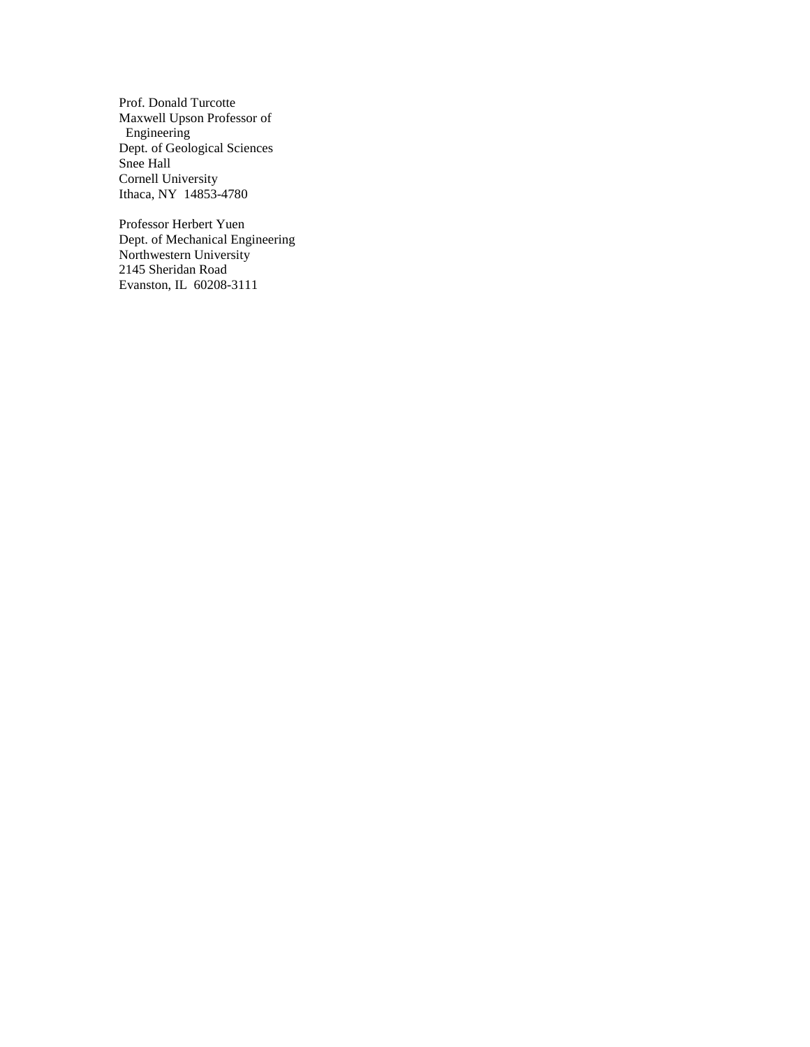Prof. Donald Turcotte
Maxwell Upson Professor of
Engineering
Dept. of Geological Sciences
Snee Hall
Cornell University
Ithaca, NY 14853-4780

Professor Herbert Yuen
Dept. of Mechanical Engineering
Northwestern University
2145 Sheridan Road
Evanston, IL 60208-3111